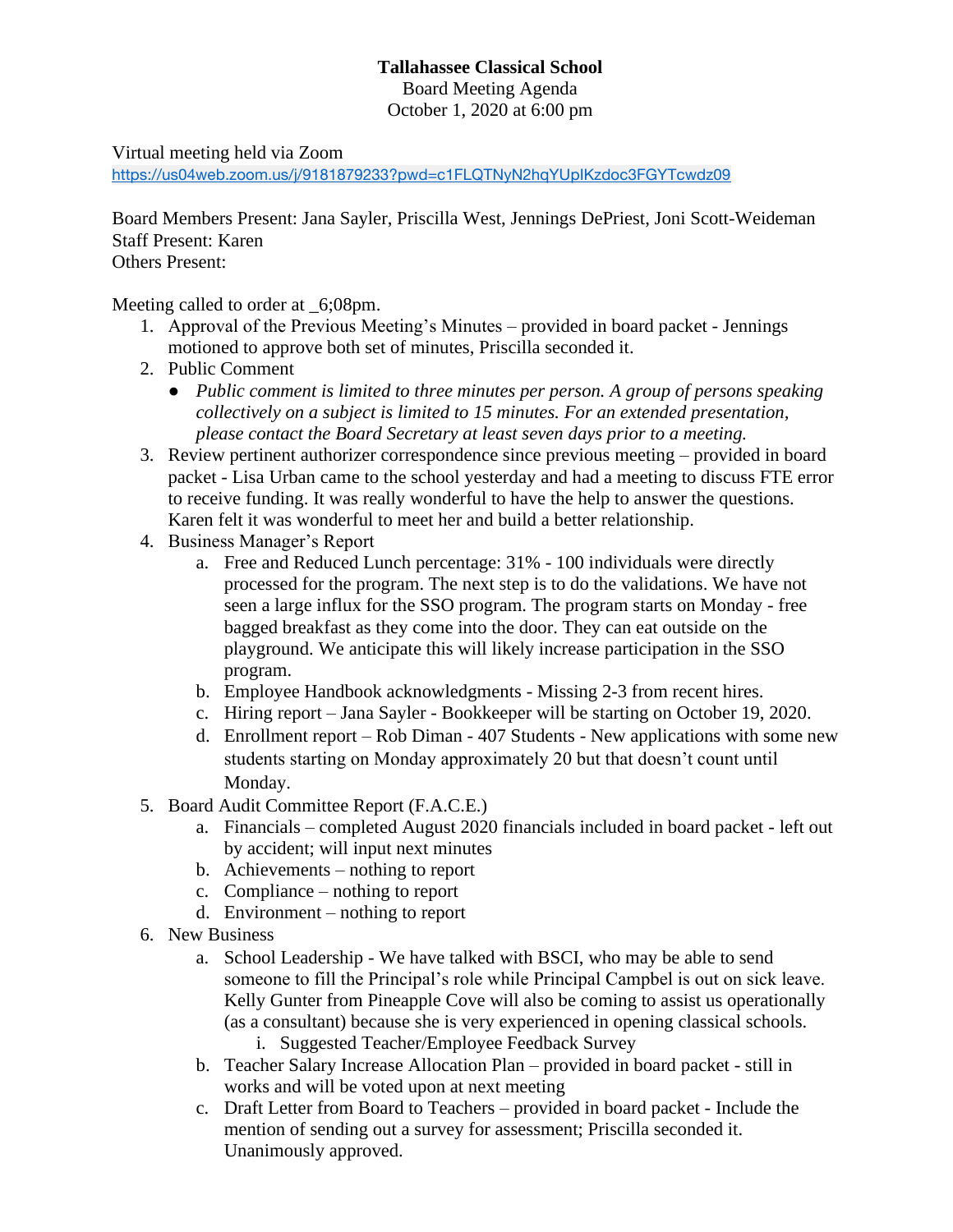**Tallahassee Classical School**
Board Meeting Agenda
October 1, 2020 at 6:00 pm

Virtual meeting held via Zoom
https://us04web.zoom.us/j/9181879233?pwd=c1FLQTNyN2hqYUplKzdoc3FGYTcwdz09

Board Members Present: Jana Sayler, Priscilla West, Jennings DePriest, Joni Scott-Weideman
Staff Present: Karen
Others Present:

Meeting called to order at _6;08pm.

1. Approval of the Previous Meeting's Minutes – provided in board packet - Jennings motioned to approve both set of minutes, Priscilla seconded it.
2. Public Comment
   - *Public comment is limited to three minutes per person. A group of persons speaking collectively on a subject is limited to 15 minutes. For an extended presentation, please contact the Board Secretary at least seven days prior to a meeting.*
3. Review pertinent authorizer correspondence since previous meeting – provided in board packet - Lisa Urban came to the school yesterday and had a meeting to discuss FTE error to receive funding. It was really wonderful to have the help to answer the questions. Karen felt it was wonderful to meet her and build a better relationship.
4. Business Manager's Report
   a. Free and Reduced Lunch percentage: 31% - 100 individuals were directly processed for the program. The next step is to do the validations. We have not seen a large influx for the SSO program. The program starts on Monday - free bagged breakfast as they come into the door. They can eat outside on the playground. We anticipate this will likely increase participation in the SSO program.
   b. Employee Handbook acknowledgments - Missing 2-3 from recent hires.
   c. Hiring report – Jana Sayler - Bookkeeper will be starting on October 19, 2020.
   d. Enrollment report – Rob Diman - 407 Students - New applications with some new students starting on Monday approximately 20 but that doesn't count until Monday.
5. Board Audit Committee Report (F.A.C.E.)
   a. Financials – completed August 2020 financials included in board packet - left out by accident; will input next minutes
   b. Achievements – nothing to report
   c. Compliance – nothing to report
   d. Environment – nothing to report
6. New Business
   a. School Leadership - We have talked with BSCI, who may be able to send someone to fill the Principal's role while Principal Campbel is out on sick leave. Kelly Gunter from Pineapple Cove will also be coming to assist us operationally (as a consultant) because she is very experienced in opening classical schools.
      i. Suggested Teacher/Employee Feedback Survey
   b. Teacher Salary Increase Allocation Plan – provided in board packet - still in works and will be voted upon at next meeting
   c. Draft Letter from Board to Teachers – provided in board packet - Include the mention of sending out a survey for assessment; Priscilla seconded it. Unanimously approved.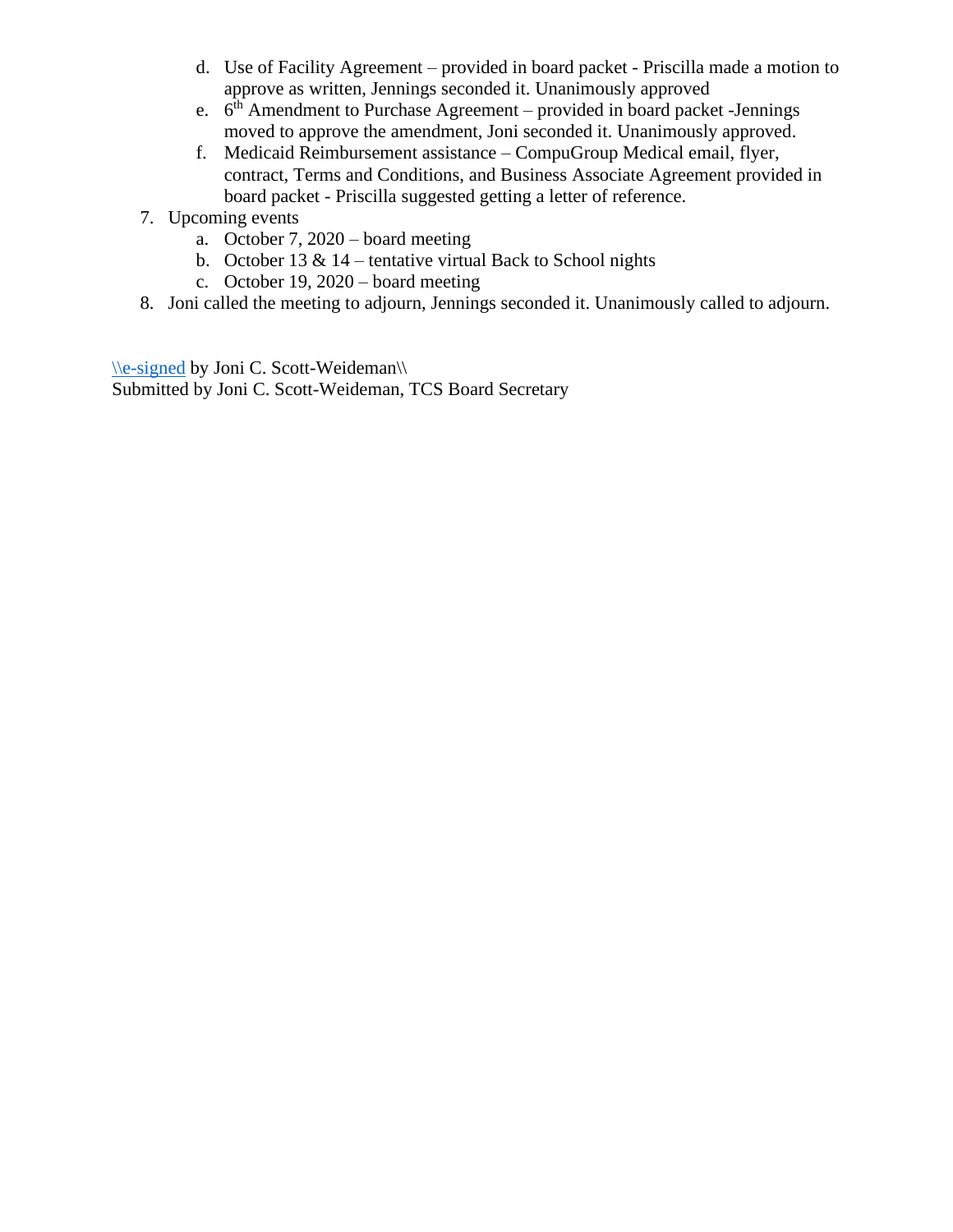d. Use of Facility Agreement – provided in board packet - Priscilla made a motion to approve as written, Jennings seconded it. Unanimously approved
   e. 6th Amendment to Purchase Agreement – provided in board packet -Jennings moved to approve the amendment, Joni seconded it. Unanimously approved.
   f. Medicaid Reimbursement assistance – CompuGroup Medical email, flyer, contract, Terms and Conditions, and Business Associate Agreement provided in board packet - Priscilla suggested getting a letter of reference.

7. Upcoming events
   a. October 7, 2020 – board meeting
   b. October 13 & 14 – tentative virtual Back to School nights
   c. October 19, 2020 – board meeting
8. Joni called the meeting to adjourn, Jennings seconded it. Unanimously called to adjourn.

\\e-signed by Joni C. Scott-Weideman\\
Submitted by Joni C. Scott-Weideman, TCS Board Secretary